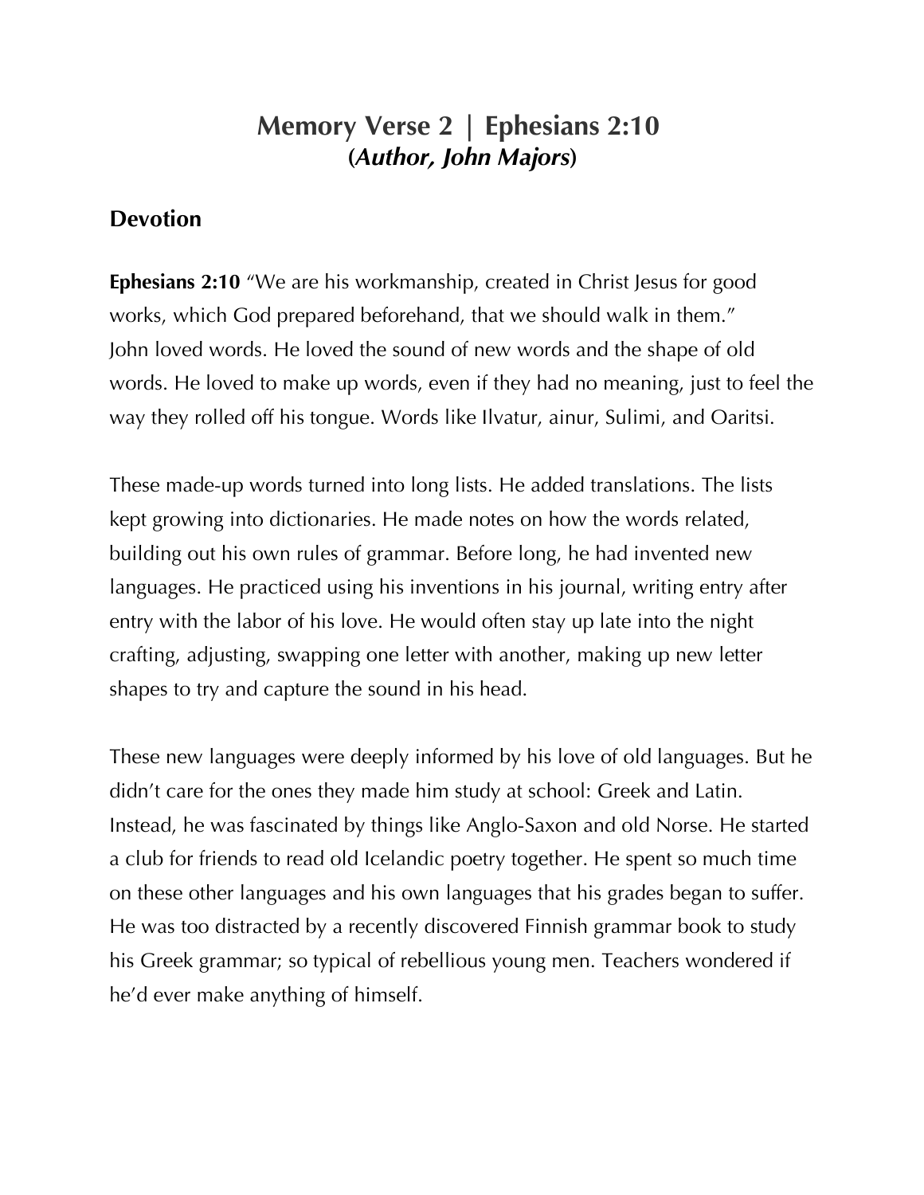# Memory Verse 2 | Ephesians 2:10
## (*Author, John Majors*)

### Devotion

**Ephesians 2:10** "We are his workmanship, created in Christ Jesus for good works, which God prepared beforehand, that we should walk in them."
John loved words. He loved the sound of new words and the shape of old words. He loved to make up words, even if they had no meaning, just to feel the way they rolled off his tongue. Words like Ilvatur, ainur, Sulimi, and Oaritsi.

These made-up words turned into long lists. He added translations. The lists kept growing into dictionaries. He made notes on how the words related, building out his own rules of grammar. Before long, he had invented new languages. He practiced using his inventions in his journal, writing entry after entry with the labor of his love. He would often stay up late into the night crafting, adjusting, swapping one letter with another, making up new letter shapes to try and capture the sound in his head.

These new languages were deeply informed by his love of old languages. But he didn't care for the ones they made him study at school: Greek and Latin. Instead, he was fascinated by things like Anglo-Saxon and old Norse. He started a club for friends to read old Icelandic poetry together. He spent so much time on these other languages and his own languages that his grades began to suffer. He was too distracted by a recently discovered Finnish grammar book to study his Greek grammar; so typical of rebellious young men. Teachers wondered if he'd ever make anything of himself.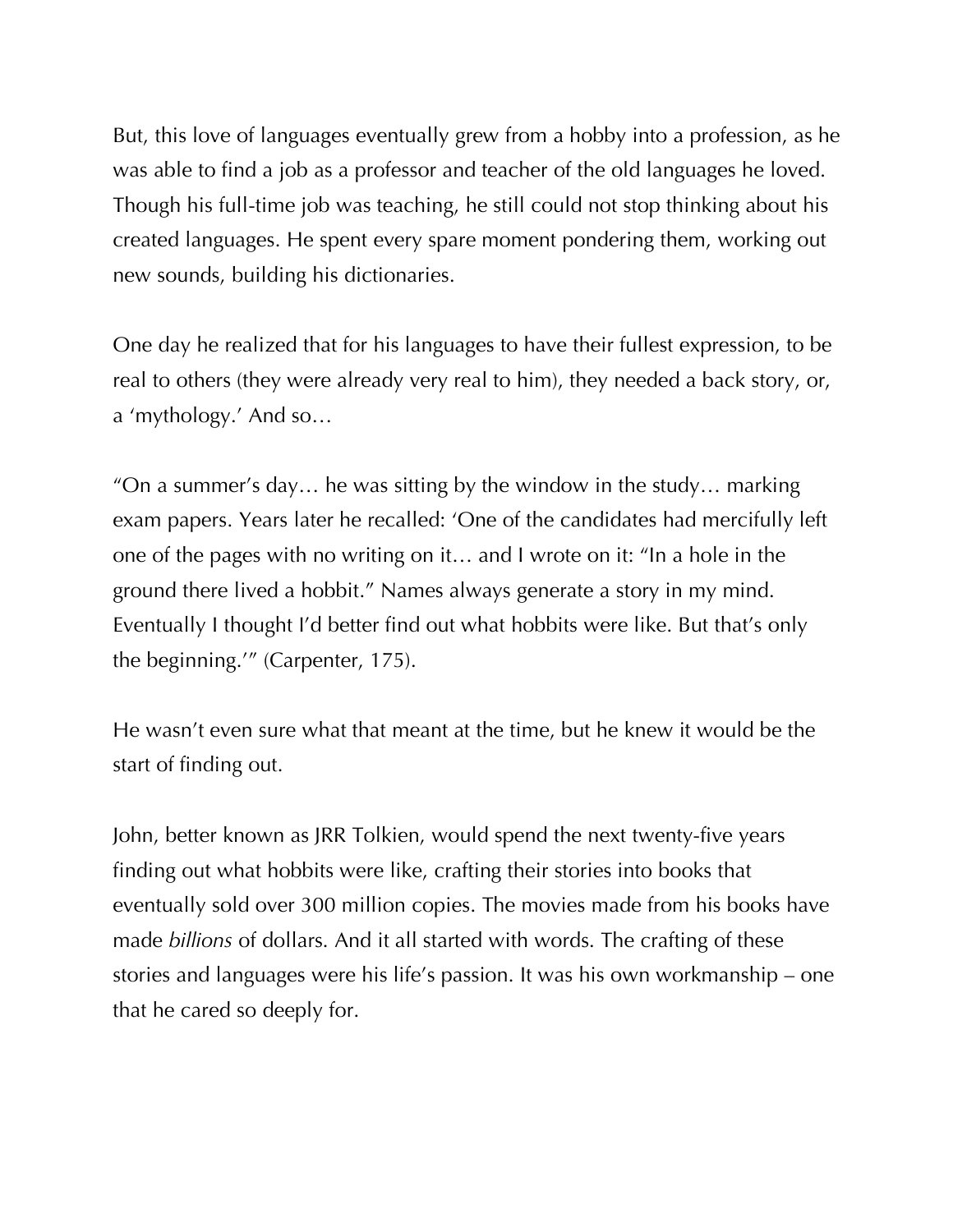But, this love of languages eventually grew from a hobby into a profession, as he was able to find a job as a professor and teacher of the old languages he loved. Though his full-time job was teaching, he still could not stop thinking about his created languages. He spent every spare moment pondering them, working out new sounds, building his dictionaries.

One day he realized that for his languages to have their fullest expression, to be real to others (they were already very real to him), they needed a back story, or, a 'mythology.' And so…

"On a summer's day… he was sitting by the window in the study… marking exam papers. Years later he recalled: 'One of the candidates had mercifully left one of the pages with no writing on it… and I wrote on it: "In a hole in the ground there lived a hobbit." Names always generate a story in my mind. Eventually I thought I'd better find out what hobbits were like. But that's only the beginning.'" (Carpenter, 175).

He wasn't even sure what that meant at the time, but he knew it would be the start of finding out.

John, better known as JRR Tolkien, would spend the next twenty-five years finding out what hobbits were like, crafting their stories into books that eventually sold over 300 million copies. The movies made from his books have made *billions* of dollars. And it all started with words. The crafting of these stories and languages were his life's passion. It was his own workmanship – one that he cared so deeply for.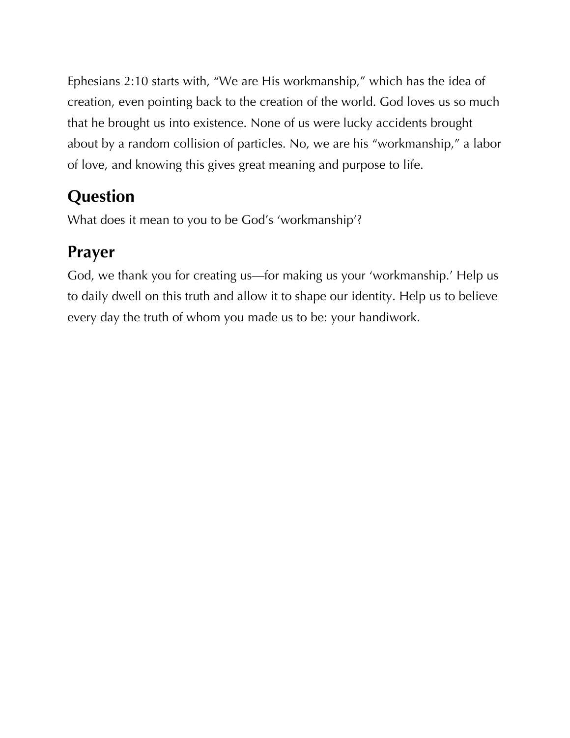Ephesians 2:10 starts with, “We are His workmanship,” which has the idea of creation, even pointing back to the creation of the world. God loves us so much that he brought us into existence. None of us were lucky accidents brought about by a random collision of particles. No, we are his “workmanship,” a labor of love, and knowing this gives great meaning and purpose to life.

## Question

What does it mean to you to be God’s ‘workmanship’?

## Prayer

God, we thank you for creating us—for making us your ‘workmanship.’ Help us to daily dwell on this truth and allow it to shape our identity. Help us to believe every day the truth of whom you made us to be: your handiwork.